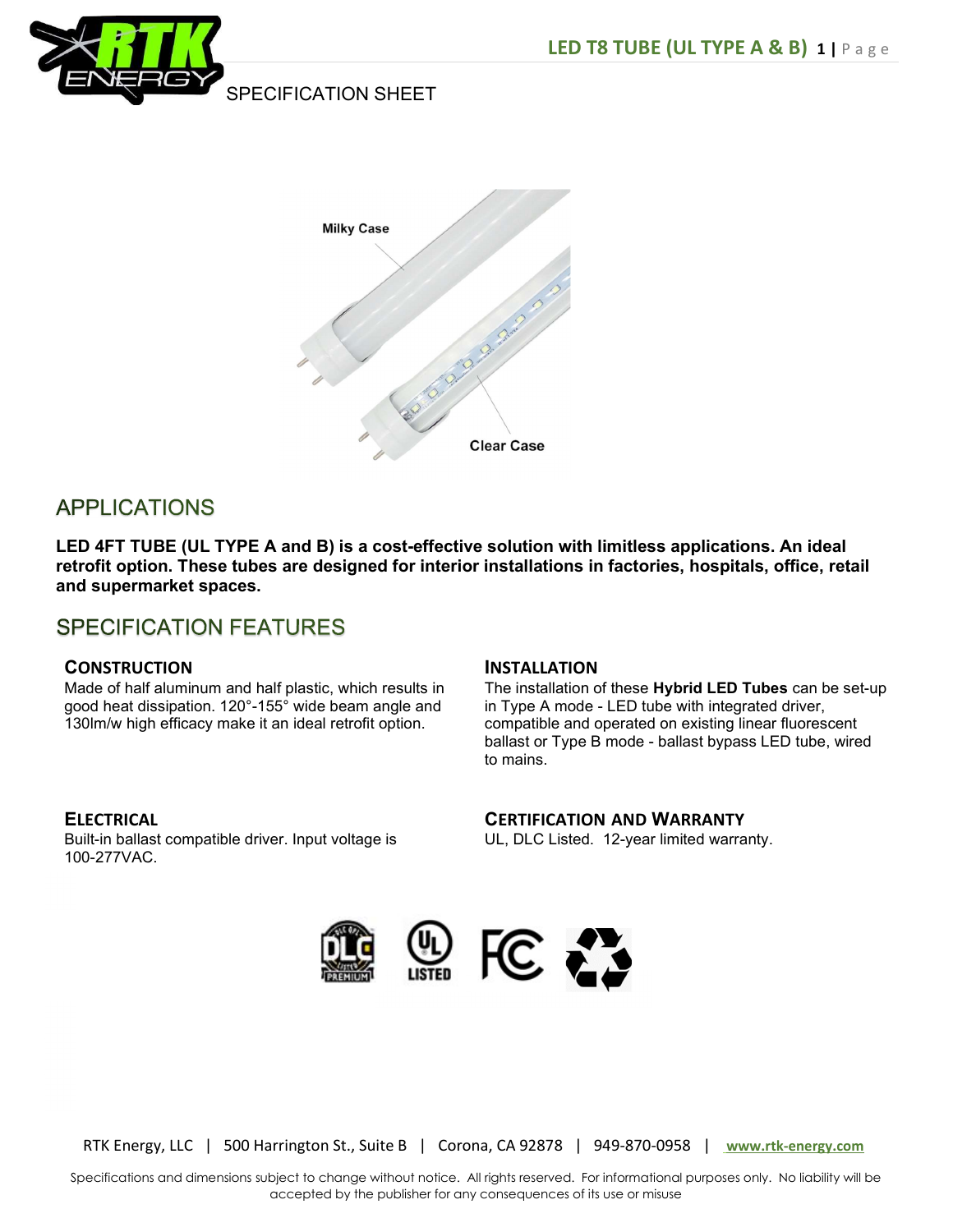SPECIFICATION SHEET

Milky Case

Clear Case

## APPLICATIONS

**LED 4FT TUBE (UL TYPE A and B) is a cost-effective solution with limitless applications. An ideal retrofit option. These tubes are designed for interior installations in factories, hospitals, office, retail and supermarket spaces.**

## SPECIFICATION FEATURES

### CONSTRUCTION

Made of half aluminum and half plastic, which results in good heat dissipation. 120°-155° wide beam angle and 130lm/w high efficacy make it an ideal retrofit option.

### INSTALLATION

The installation of these **Hybrid LED Tubes** can be set-up in Type A mode - LED tube with integrated driver, compatible and operated on existing linear fluorescent ballast or Type B mode - ballast bypass LED tube, wired to mains.

### ELECTRICAL

Built-in ballast compatible driver. Input voltage is 100-277VAC.

### CERTIFICATION AND WARRANTY

UL, DLC Listed. 12-year limited warranty.

RTK Energy, LLC | 500 Harrington St., Suite B | Corona, CA 92878 | 949-870-0958 | www.rtk-energy.com

Specifications and dimensions subject to change without notice. All rights reserved. For informational purposes only. No liability will be accepted by the publisher for any consequences of its use or misuse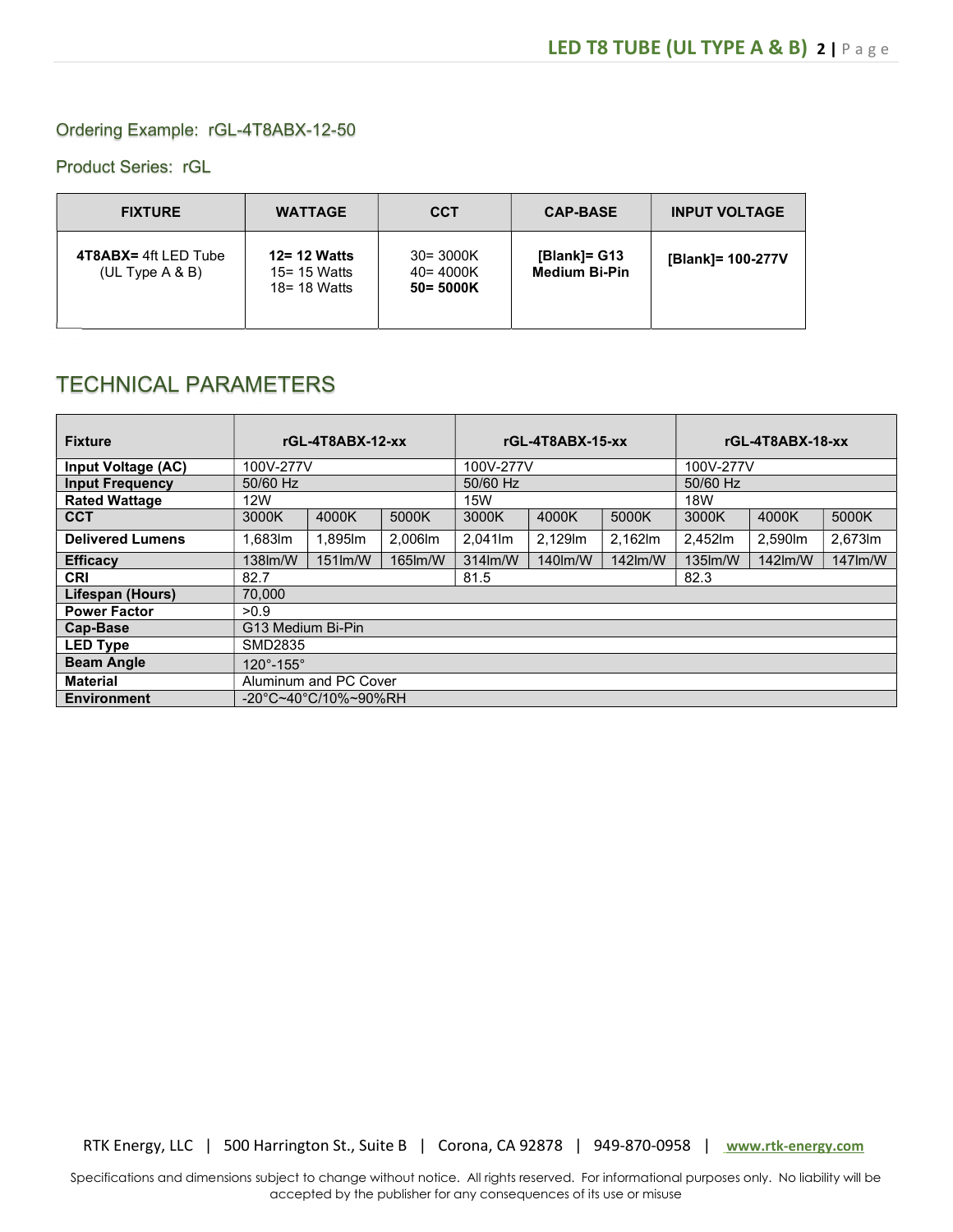Ordering Example: rGL-4T8ABX-12-50

Product Series: rGL

| FIXTURE | WATTAGE | CCT | CAP-BASE | INPUT VOLTAGE |
|---|---|---|---|---|
| **4T8ABX=** 4ft LED Tube (UL Type A & B) | **12= 12 Watts**<br>15= 15 Watts<br>18= 18 Watts | 30= 3000K<br>40= 4000K<br>**50= 5000K** | **[Blank]= G13 Medium Bi-Pin** | **[Blank]= 100-277V** |

## TECHNICAL PARAMETERS

| Fixture | rGL-4T8ABX-12-xx | | | rGL-4T8ABX-15-xx | | | rGL-4T8ABX-18-xx | | |
|---|---|---|---|---|---|---|---|---|---|
| **Input Voltage (AC)** | 100V-277V | | | 100V-277V | | | 100V-277V | | |
| **Input Frequency** | 50/60 Hz | | | 50/60 Hz | | | 50/60 Hz | | |
| **Rated Wattage** | 12W | | | 15W | | | 18W | | |
| **CCT** | 3000K | 4000K | 5000K | 3000K | 4000K | 5000K | 3000K | 4000K | 5000K |
| **Delivered Lumens** | 1,683lm | 1,895lm | 2,006lm | 2,041lm | 2,129lm | 2,162lm | 2,452lm | 2,590lm | 2,673lm |
| **Efficacy** | 138lm/W | 151lm/W | 165lm/W | 314lm/W | 140lm/W | 142lm/W | 135lm/W | 142lm/W | 147lm/W |
| **CRI** | 82.7 | | | 81.5 | | | 82.3 | | |
| **Lifespan (Hours)** | 70,000 | | | | | | | | |
| **Power Factor** | >0.9 | | | | | | | | |
| **Cap-Base** | G13 Medium Bi-Pin | | | | | | | | |
| **LED Type** | SMD2835 | | | | | | | | |
| **Beam Angle** | 120°-155° | | | | | | | | |
| **Material** | Aluminum and PC Cover | | | | | | | | |
| **Environment** | -20°C~40°C/10%~90%RH | | | | | | | | |

RTK Energy, LLC | 500 Harrington St., Suite B | Corona, CA 92878 | 949-870-0958 | www.rtk-energy.com

Specifications and dimensions subject to change without notice. All rights reserved. For informational purposes only. No liability will be accepted by the publisher for any consequences of its use or misuse